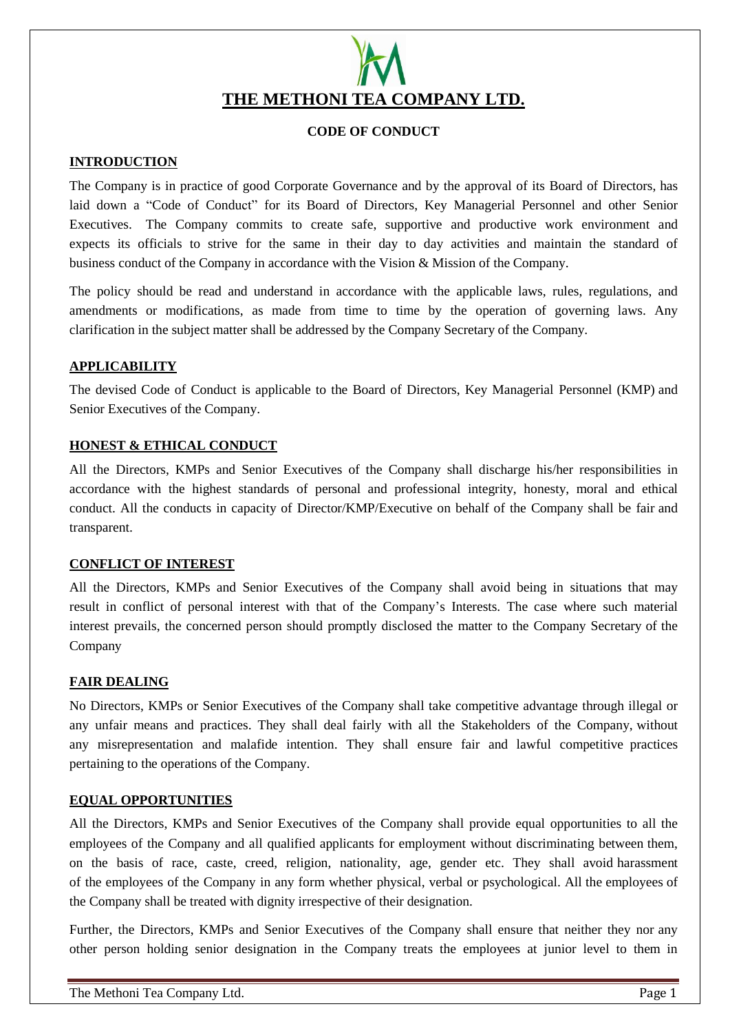# THE METHONI TEA COMPANY LTD.

## CODE OF CONDUCT

### INTRODUCTION

The Company is in practice of good Corporate Governance and by the approval of its Board of Directors, has laid down a "Code of Conduct" for its Board of Directors, Key Managerial Personnel and other Senior Executives. The Company commits to create safe, supportive and productive work environment and expects its officials to strive for the same in their day to day activities and maintain the standard of business conduct of the Company in accordance with the Vision & Mission of the Company.

The policy should be read and understand in accordance with the applicable laws, rules, regulations, and amendments or modifications, as made from time to time by the operation of governing laws. Any clarification in the subject matter shall be addressed by the Company Secretary of the Company.

### APPLICABILITY

The devised Code of Conduct is applicable to the Board of Directors, Key Managerial Personnel (KMP) and Senior Executives of the Company.

### HONEST & ETHICAL CONDUCT

All the Directors, KMPs and Senior Executives of the Company shall discharge his/her responsibilities in accordance with the highest standards of personal and professional integrity, honesty, moral and ethical conduct. All the conducts in capacity of Director/KMP/Executive on behalf of the Company shall be fair and transparent.

### CONFLICT OF INTEREST

All the Directors, KMPs and Senior Executives of the Company shall avoid being in situations that may result in conflict of personal interest with that of the Company's Interests. The case where such material interest prevails, the concerned person should promptly disclosed the matter to the Company Secretary of the Company

### FAIR DEALING

No Directors, KMPs or Senior Executives of the Company shall take competitive advantage through illegal or any unfair means and practices. They shall deal fairly with all the Stakeholders of the Company, without any misrepresentation and malafide intention. They shall ensure fair and lawful competitive practices pertaining to the operations of the Company.

### EQUAL OPPORTUNITIES

All the Directors, KMPs and Senior Executives of the Company shall provide equal opportunities to all the employees of the Company and all qualified applicants for employment without discriminating between them, on the basis of race, caste, creed, religion, nationality, age, gender etc. They shall avoid harassment of the employees of the Company in any form whether physical, verbal or psychological. All the employees of the Company shall be treated with dignity irrespective of their designation.

Further, the Directors, KMPs and Senior Executives of the Company shall ensure that neither they nor any other person holding senior designation in the Company treats the employees at junior level to them in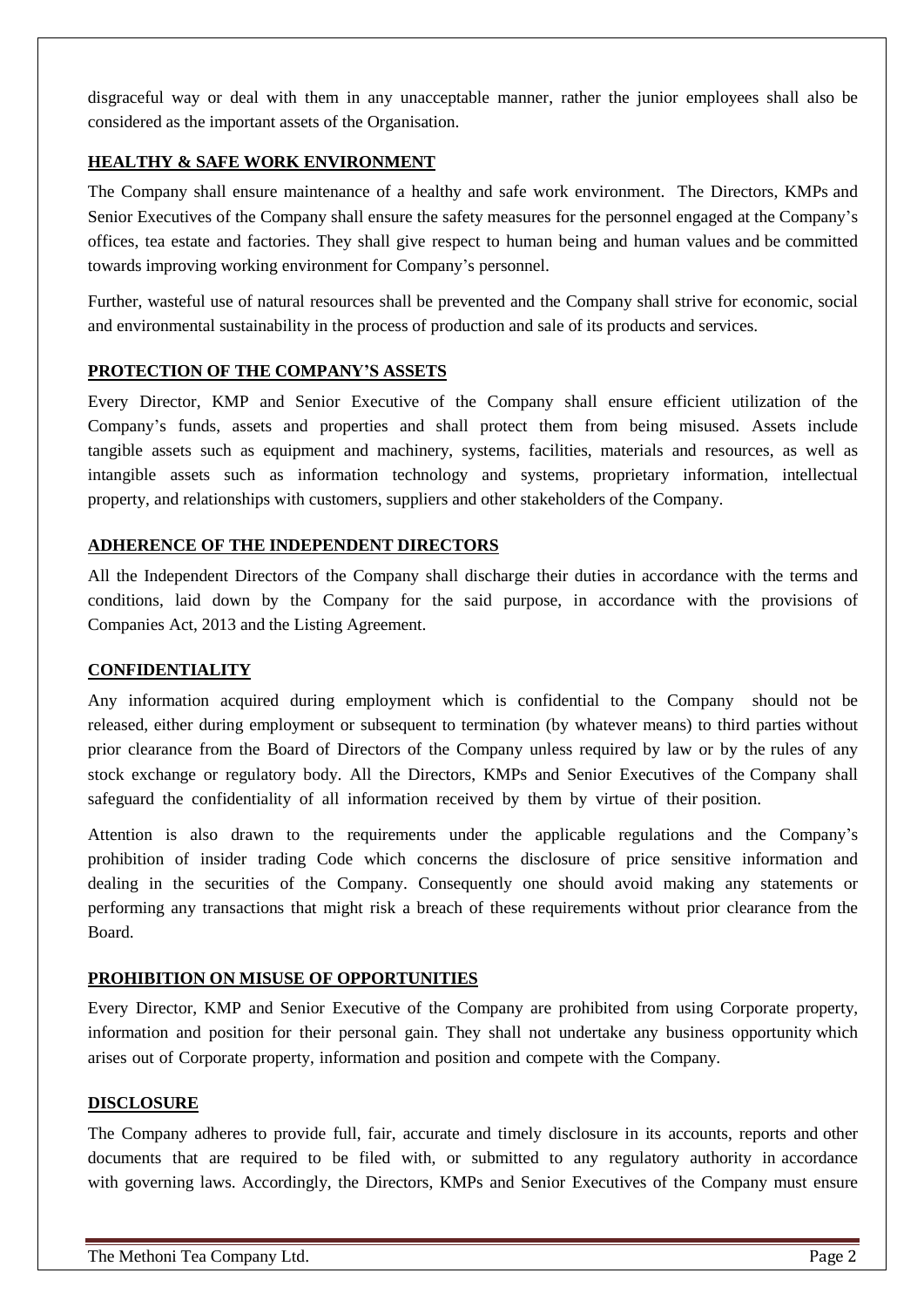disgraceful way or deal with them in any unacceptable manner, rather the junior employees shall also be considered as the important assets of the Organisation.

## HEALTHY & SAFE WORK ENVIRONMENT

The Company shall ensure maintenance of a healthy and safe work environment. The Directors, KMPs and Senior Executives of the Company shall ensure the safety measures for the personnel engaged at the Company's offices, tea estate and factories. They shall give respect to human being and human values and be committed towards improving working environment for Company's personnel.

Further, wasteful use of natural resources shall be prevented and the Company shall strive for economic, social and environmental sustainability in the process of production and sale of its products and services.

## PROTECTION OF THE COMPANY'S ASSETS

Every Director, KMP and Senior Executive of the Company shall ensure efficient utilization of the Company's funds, assets and properties and shall protect them from being misused. Assets include tangible assets such as equipment and machinery, systems, facilities, materials and resources, as well as intangible assets such as information technology and systems, proprietary information, intellectual property, and relationships with customers, suppliers and other stakeholders of the Company.

## ADHERENCE OF THE INDEPENDENT DIRECTORS

All the Independent Directors of the Company shall discharge their duties in accordance with the terms and conditions, laid down by the Company for the said purpose, in accordance with the provisions of Companies Act, 2013 and the Listing Agreement.

## CONFIDENTIALITY

Any information acquired during employment which is confidential to the Company should not be released, either during employment or subsequent to termination (by whatever means) to third parties without prior clearance from the Board of Directors of the Company unless required by law or by the rules of any stock exchange or regulatory body. All the Directors, KMPs and Senior Executives of the Company shall safeguard the confidentiality of all information received by them by virtue of their position.

Attention is also drawn to the requirements under the applicable regulations and the Company's prohibition of insider trading Code which concerns the disclosure of price sensitive information and dealing in the securities of the Company. Consequently one should avoid making any statements or performing any transactions that might risk a breach of these requirements without prior clearance from the Board.

## PROHIBITION ON MISUSE OF OPPORTUNITIES

Every Director, KMP and Senior Executive of the Company are prohibited from using Corporate property, information and position for their personal gain. They shall not undertake any business opportunity which arises out of Corporate property, information and position and compete with the Company.

## DISCLOSURE

The Company adheres to provide full, fair, accurate and timely disclosure in its accounts, reports and other documents that are required to be filed with, or submitted to any regulatory authority in accordance with governing laws. Accordingly, the Directors, KMPs and Senior Executives of the Company must ensure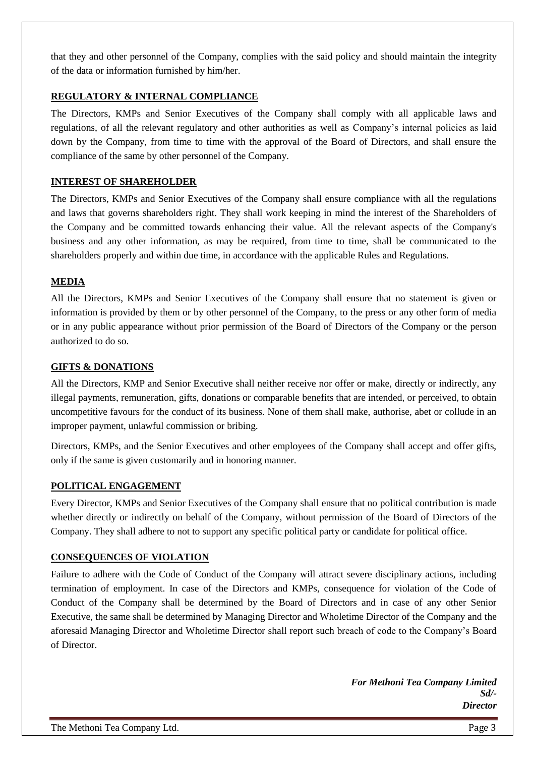that they and other personnel of the Company, complies with the said policy and should maintain the integrity of the data or information furnished by him/her.

## REGULATORY & INTERNAL COMPLIANCE

The Directors, KMPs and Senior Executives of the Company shall comply with all applicable laws and regulations, of all the relevant regulatory and other authorities as well as Company's internal policies as laid down by the Company, from time to time with the approval of the Board of Directors, and shall ensure the compliance of the same by other personnel of the Company.

## INTEREST OF SHAREHOLDER

The Directors, KMPs and Senior Executives of the Company shall ensure compliance with all the regulations and laws that governs shareholders right. They shall work keeping in mind the interest of the Shareholders of the Company and be committed towards enhancing their value. All the relevant aspects of the Company's business and any other information, as may be required, from time to time, shall be communicated to the shareholders properly and within due time, in accordance with the applicable Rules and Regulations.

## MEDIA

All the Directors, KMPs and Senior Executives of the Company shall ensure that no statement is given or information is provided by them or by other personnel of the Company, to the press or any other form of media or in any public appearance without prior permission of the Board of Directors of the Company or the person authorized to do so.

## GIFTS & DONATIONS

All the Directors, KMP and Senior Executive shall neither receive nor offer or make, directly or indirectly, any illegal payments, remuneration, gifts, donations or comparable benefits that are intended, or perceived, to obtain uncompetitive favours for the conduct of its business. None of them shall make, authorise, abet or collude in an improper payment, unlawful commission or bribing.

Directors, KMPs, and the Senior Executives and other employees of the Company shall accept and offer gifts, only if the same is given customarily and in honoring manner.

## POLITICAL ENGAGEMENT

Every Director, KMPs and Senior Executives of the Company shall ensure that no political contribution is made whether directly or indirectly on behalf of the Company, without permission of the Board of Directors of the Company. They shall adhere to not to support any specific political party or candidate for political office.

## CONSEQUENCES OF VIOLATION

Failure to adhere with the Code of Conduct of the Company will attract severe disciplinary actions, including termination of employment. In case of the Directors and KMPs, consequence for violation of the Code of Conduct of the Company shall be determined by the Board of Directors and in case of any other Senior Executive, the same shall be determined by Managing Director and Wholetime Director of the Company and the aforesaid Managing Director and Wholetime Director shall report such breach of code to the Company's Board of Director.

***For Methoni Tea Company Limited***
***Sd/-***
***Director***